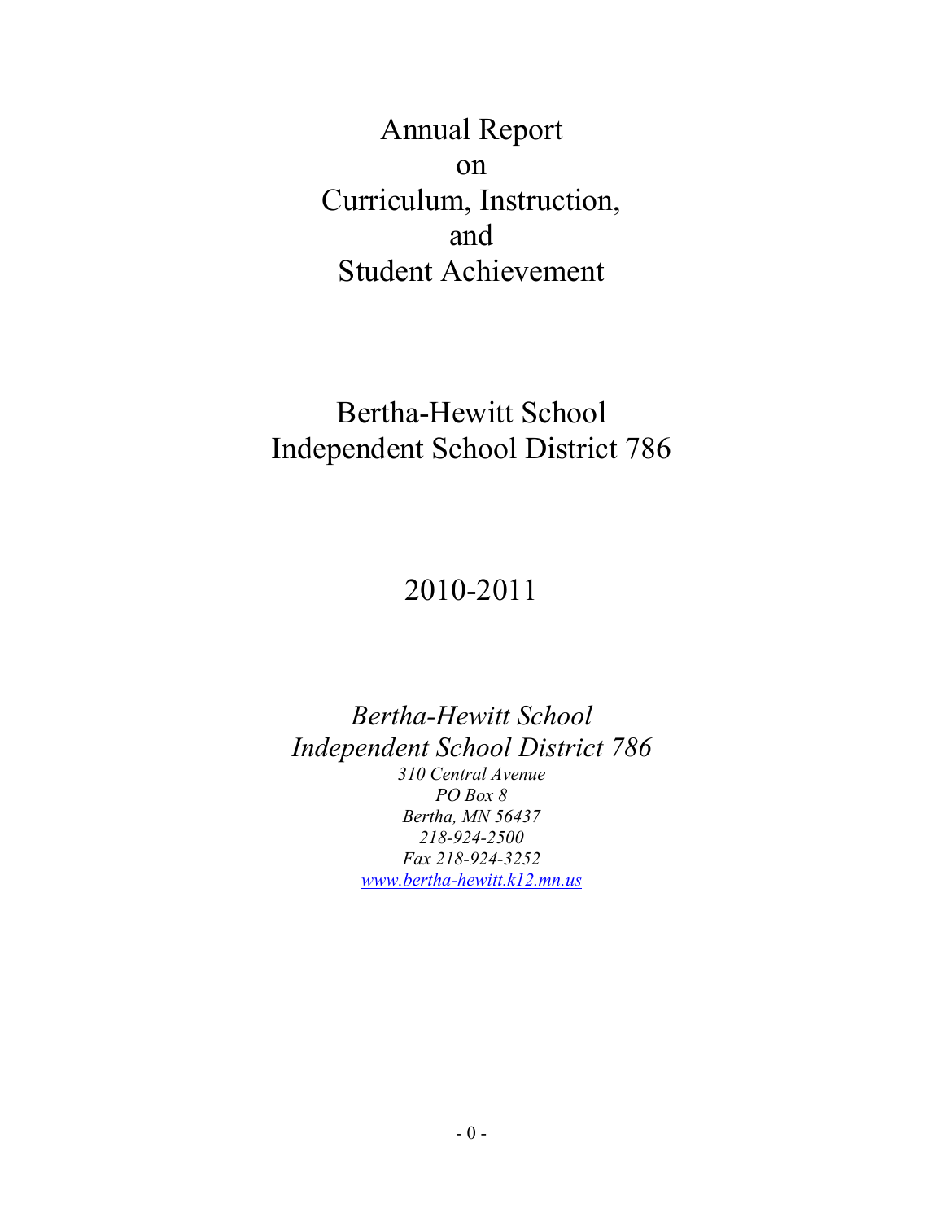# Annual Report
# on
# Curriculum, Instruction,
# and
# Student Achievement

## Bertha-Hewitt School
## Independent School District 786

## 2010-2011

*Bertha-Hewitt School*
*Independent School District 786*
*310 Central Avenue*
*PO Box 8*
*Bertha, MN 56437*
*218-924-2500*
*Fax 218-924-3252*
*www.bertha-hewitt.k12.mn.us*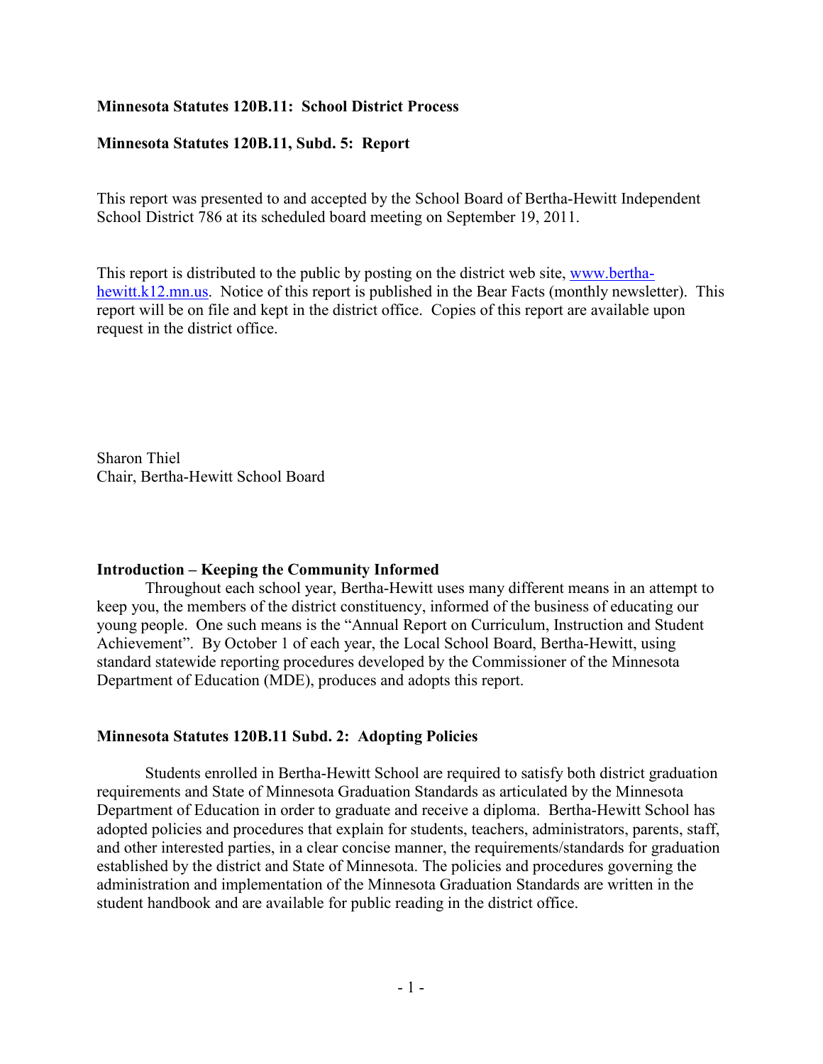**Minnesota Statutes 120B.11: School District Process**

**Minnesota Statutes 120B.11, Subd. 5: Report**

This report was presented to and accepted by the School Board of Bertha-Hewitt Independent School District 786 at its scheduled board meeting on September 19, 2011.

This report is distributed to the public by posting on the district web site, www.bertha-hewitt.k12.mn.us. Notice of this report is published in the Bear Facts (monthly newsletter). This report will be on file and kept in the district office. Copies of this report are available upon request in the district office.

Sharon Thiel
Chair, Bertha-Hewitt School Board

**Introduction – Keeping the Community Informed**

Throughout each school year, Bertha-Hewitt uses many different means in an attempt to keep you, the members of the district constituency, informed of the business of educating our young people. One such means is the "Annual Report on Curriculum, Instruction and Student Achievement". By October 1 of each year, the Local School Board, Bertha-Hewitt, using standard statewide reporting procedures developed by the Commissioner of the Minnesota Department of Education (MDE), produces and adopts this report.

**Minnesota Statutes 120B.11 Subd. 2: Adopting Policies**

Students enrolled in Bertha-Hewitt School are required to satisfy both district graduation requirements and State of Minnesota Graduation Standards as articulated by the Minnesota Department of Education in order to graduate and receive a diploma. Bertha-Hewitt School has adopted policies and procedures that explain for students, teachers, administrators, parents, staff, and other interested parties, in a clear concise manner, the requirements/standards for graduation established by the district and State of Minnesota. The policies and procedures governing the administration and implementation of the Minnesota Graduation Standards are written in the student handbook and are available for public reading in the district office.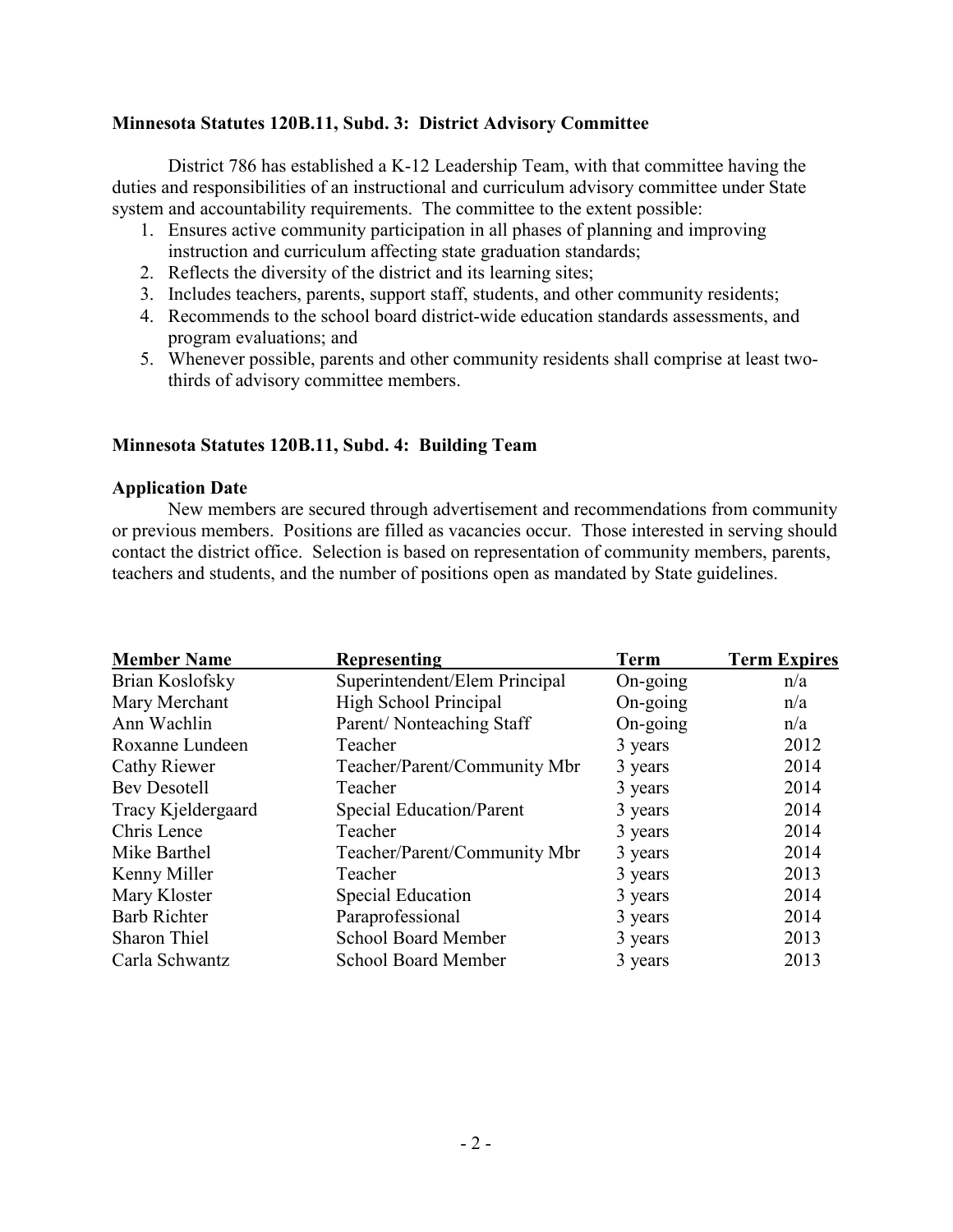**Minnesota Statutes 120B.11, Subd. 3: District Advisory Committee**

District 786 has established a K-12 Leadership Team, with that committee having the duties and responsibilities of an instructional and curriculum advisory committee under State system and accountability requirements. The committee to the extent possible:

1. Ensures active community participation in all phases of planning and improving instruction and curriculum affecting state graduation standards;
2. Reflects the diversity of the district and its learning sites;
3. Includes teachers, parents, support staff, students, and other community residents;
4. Recommends to the school board district-wide education standards assessments, and program evaluations; and
5. Whenever possible, parents and other community residents shall comprise at least two-thirds of advisory committee members.

**Minnesota Statutes 120B.11, Subd. 4: Building Team**

**Application Date**

New members are secured through advertisement and recommendations from community or previous members. Positions are filled as vacancies occur. Those interested in serving should contact the district office. Selection is based on representation of community members, parents, teachers and students, and the number of positions open as mandated by State guidelines.

| Member Name | Representing | Term | Term Expires |
|---|---|---|---|
| Brian Koslofsky | Superintendent/Elem Principal | On-going | n/a |
| Mary Merchant | High School Principal | On-going | n/a |
| Ann Wachlin | Parent/ Nonteaching Staff | On-going | n/a |
| Roxanne Lundeen | Teacher | 3 years | 2012 |
| Cathy Riewer | Teacher/Parent/Community Mbr | 3 years | 2014 |
| Bev Desotell | Teacher | 3 years | 2014 |
| Tracy Kjeldergaard | Special Education/Parent | 3 years | 2014 |
| Chris Lence | Teacher | 3 years | 2014 |
| Mike Barthel | Teacher/Parent/Community Mbr | 3 years | 2014 |
| Kenny Miller | Teacher | 3 years | 2013 |
| Mary Kloster | Special Education | 3 years | 2014 |
| Barb Richter | Paraprofessional | 3 years | 2014 |
| Sharon Thiel | School Board Member | 3 years | 2013 |
| Carla Schwantz | School Board Member | 3 years | 2013 |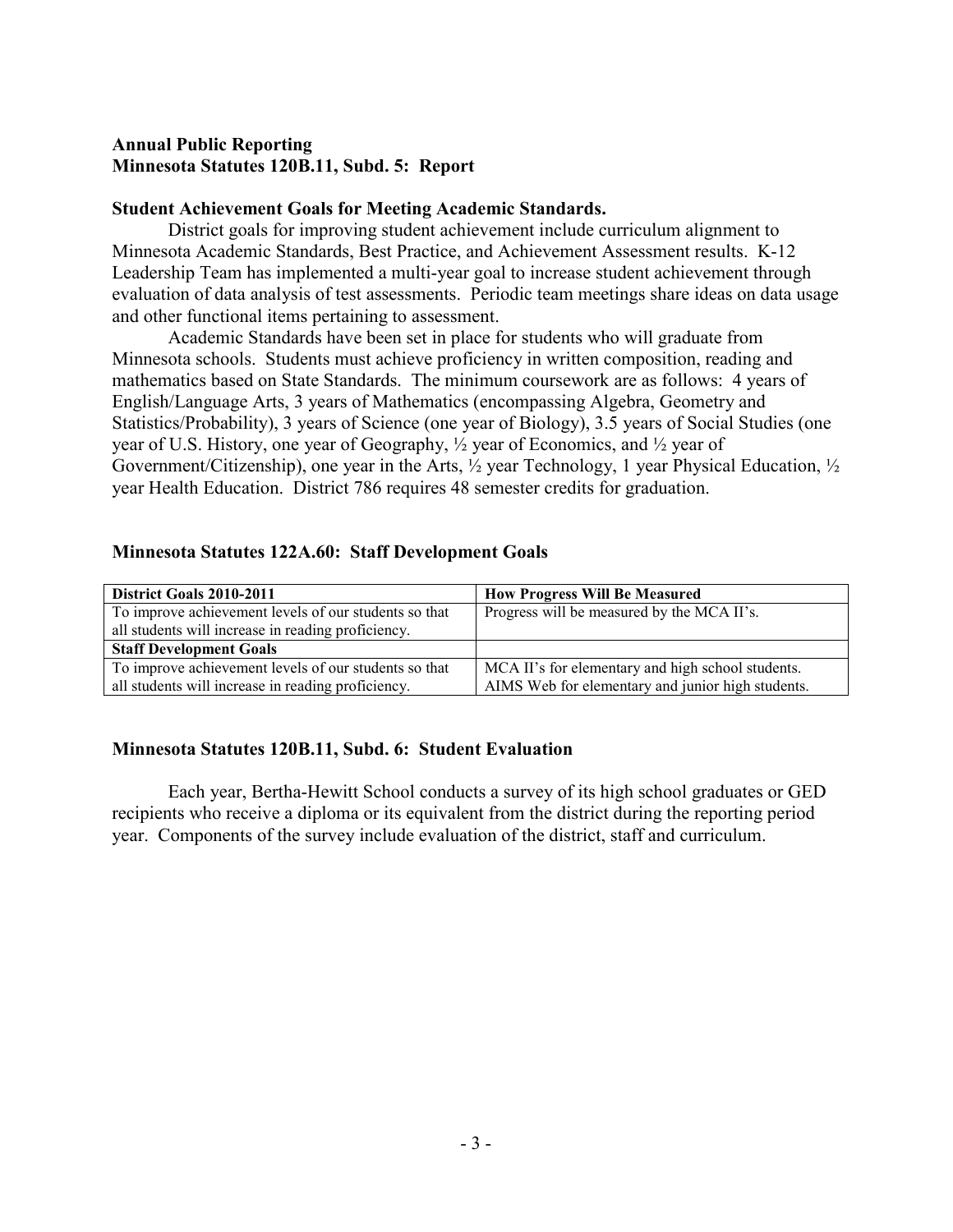**Annual Public Reporting**
**Minnesota Statutes 120B.11, Subd. 5: Report**

**Student Achievement Goals for Meeting Academic Standards.**

District goals for improving student achievement include curriculum alignment to Minnesota Academic Standards, Best Practice, and Achievement Assessment results. K-12 Leadership Team has implemented a multi-year goal to increase student achievement through evaluation of data analysis of test assessments. Periodic team meetings share ideas on data usage and other functional items pertaining to assessment.

Academic Standards have been set in place for students who will graduate from Minnesota schools. Students must achieve proficiency in written composition, reading and mathematics based on State Standards. The minimum coursework are as follows: 4 years of English/Language Arts, 3 years of Mathematics (encompassing Algebra, Geometry and Statistics/Probability), 3 years of Science (one year of Biology), 3.5 years of Social Studies (one year of U.S. History, one year of Geography, ½ year of Economics, and ½ year of Government/Citizenship), one year in the Arts, ½ year Technology, 1 year Physical Education, ½ year Health Education. District 786 requires 48 semester credits for graduation.

**Minnesota Statutes 122A.60: Staff Development Goals**

| **District Goals 2010-2011** | **How Progress Will Be Measured** |
|---|---|
| To improve achievement levels of our students so that all students will increase in reading proficiency. | Progress will be measured by the MCA II's. |
| **Staff Development Goals** | |
| To improve achievement levels of our students so that all students will increase in reading proficiency. | MCA II's for elementary and high school students. AIMS Web for elementary and junior high students. |

**Minnesota Statutes 120B.11, Subd. 6: Student Evaluation**

Each year, Bertha-Hewitt School conducts a survey of its high school graduates or GED recipients who receive a diploma or its equivalent from the district during the reporting period year. Components of the survey include evaluation of the district, staff and curriculum.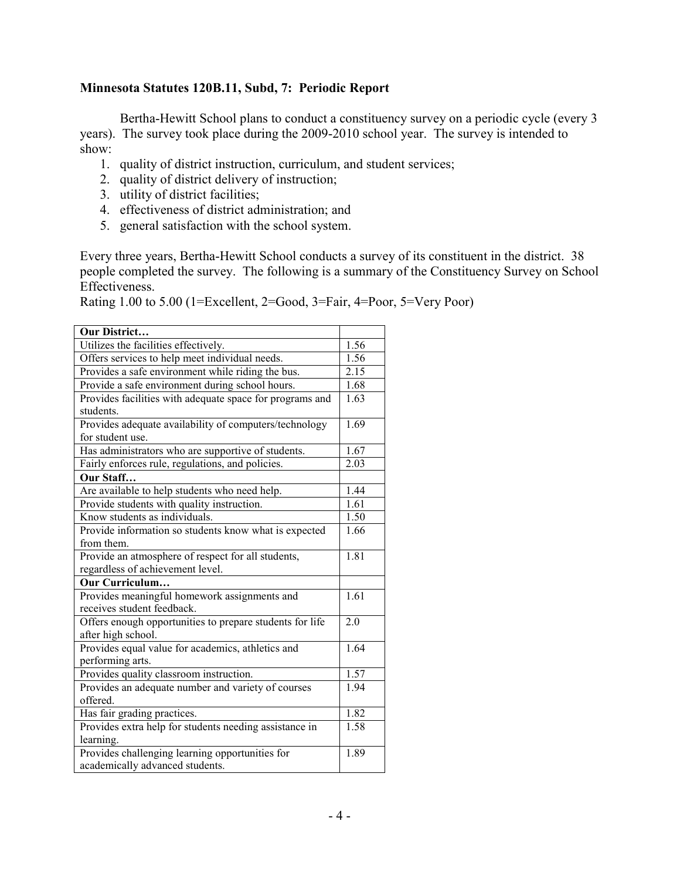**Minnesota Statutes 120B.11, Subd, 7: Periodic Report**

Bertha-Hewitt School plans to conduct a constituency survey on a periodic cycle (every 3 years). The survey took place during the 2009-2010 school year. The survey is intended to show:

1. quality of district instruction, curriculum, and student services;
2. quality of district delivery of instruction;
3. utility of district facilities;
4. effectiveness of district administration; and
5. general satisfaction with the school system.

Every three years, Bertha-Hewitt School conducts a survey of its constituent in the district. 38 people completed the survey. The following is a summary of the Constituency Survey on School Effectiveness.

Rating 1.00 to 5.00 (1=Excellent, 2=Good, 3=Fair, 4=Poor, 5=Very Poor)

| | |
|---|---|
| **Our District…** | |
| Utilizes the facilities effectively. | 1.56 |
| Offers services to help meet individual needs. | 1.56 |
| Provides a safe environment while riding the bus. | 2.15 |
| Provide a safe environment during school hours. | 1.68 |
| Provides facilities with adequate space for programs and students. | 1.63 |
| Provides adequate availability of computers/technology for student use. | 1.69 |
| Has administrators who are supportive of students. | 1.67 |
| Fairly enforces rule, regulations, and policies. | 2.03 |
| **Our Staff…** | |
| Are available to help students who need help. | 1.44 |
| Provide students with quality instruction. | 1.61 |
| Know students as individuals. | 1.50 |
| Provide information so students know what is expected from them. | 1.66 |
| Provide an atmosphere of respect for all students, regardless of achievement level. | 1.81 |
| **Our Curriculum…** | |
| Provides meaningful homework assignments and receives student feedback. | 1.61 |
| Offers enough opportunities to prepare students for life after high school. | 2.0 |
| Provides equal value for academics, athletics and performing arts. | 1.64 |
| Provides quality classroom instruction. | 1.57 |
| Provides an adequate number and variety of courses offered. | 1.94 |
| Has fair grading practices. | 1.82 |
| Provides extra help for students needing assistance in learning. | 1.58 |
| Provides challenging learning opportunities for academically advanced students. | 1.89 |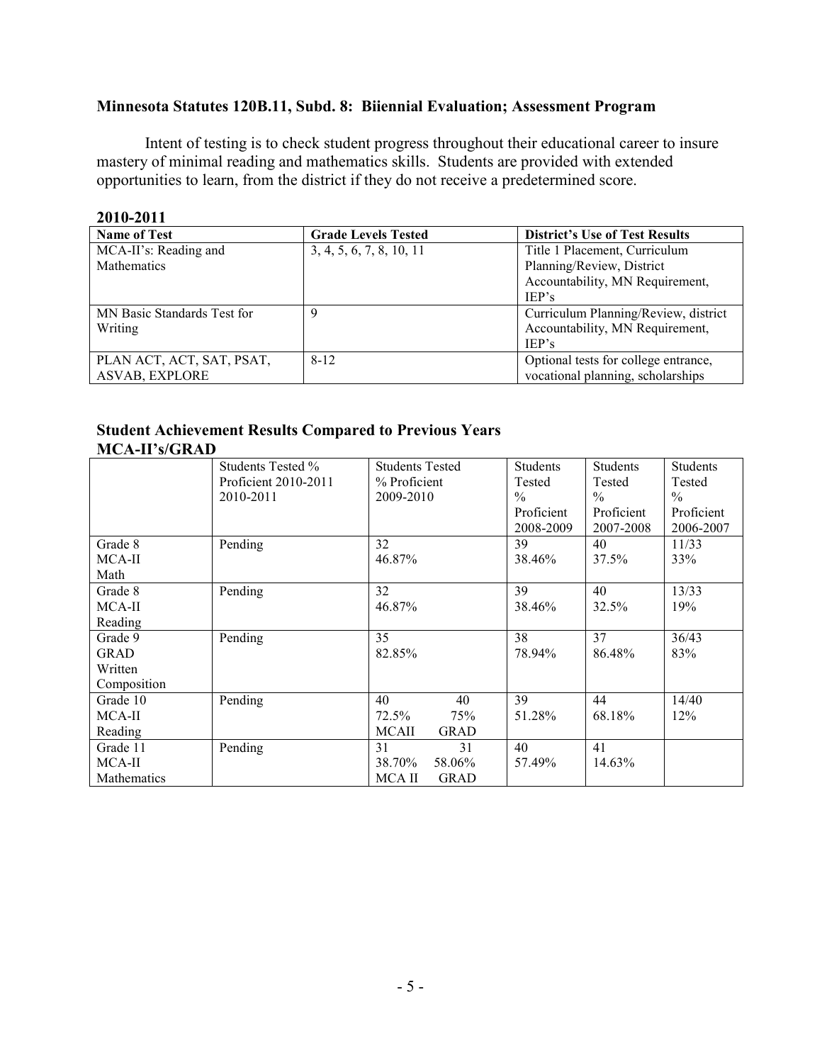**Minnesota Statutes 120B.11, Subd. 8: Biiennial Evaluation; Assessment Program**

Intent of testing is to check student progress throughout their educational career to insure mastery of minimal reading and mathematics skills. Students are provided with extended opportunities to learn, from the district if they do not receive a predetermined score.

**2010-2011**

| Name of Test | Grade Levels Tested | District's Use of Test Results |
|---|---|---|
| MCA-II's: Reading and Mathematics | 3, 4, 5, 6, 7, 8, 10, 11 | Title 1 Placement, Curriculum Planning/Review, District Accountability, MN Requirement, IEP's |
| MN Basic Standards Test for Writing | 9 | Curriculum Planning/Review, district Accountability, MN Requirement, IEP's |
| PLAN ACT, ACT, SAT, PSAT, ASVAB, EXPLORE | 8-12 | Optional tests for college entrance, vocational planning, scholarships |

**Student Achievement Results Compared to Previous Years**
**MCA-II's/GRAD**

| | Students Tested % Proficient 2010-2011 2010-2011 | Students Tested % Proficient 2009-2010 | Students Tested % Proficient 2008-2009 | Students Tested % Proficient 2007-2008 | Students Tested % Proficient 2006-2007 |
|---|---|---|---|---|---|
| Grade 8 MCA-II Math | Pending | 32 46.87% | 39 38.46% | 40 37.5% | 11/33 33% |
| Grade 8 MCA-II Reading | Pending | 32 46.87% | 39 38.46% | 40 32.5% | 13/33 19% |
| Grade 9 GRAD Written Composition | Pending | 35 82.85% | 38 78.94% | 37 86.48% | 36/43 83% |
| Grade 10 MCA-II Reading | Pending | 40 72.5% MCAII; 40 75% GRAD | 39 51.28% | 44 68.18% | 14/40 12% |
| Grade 11 MCA-II Mathematics | Pending | 31 38.70% MCA II; 31 58.06% GRAD | 40 57.49% | 41 14.63% | |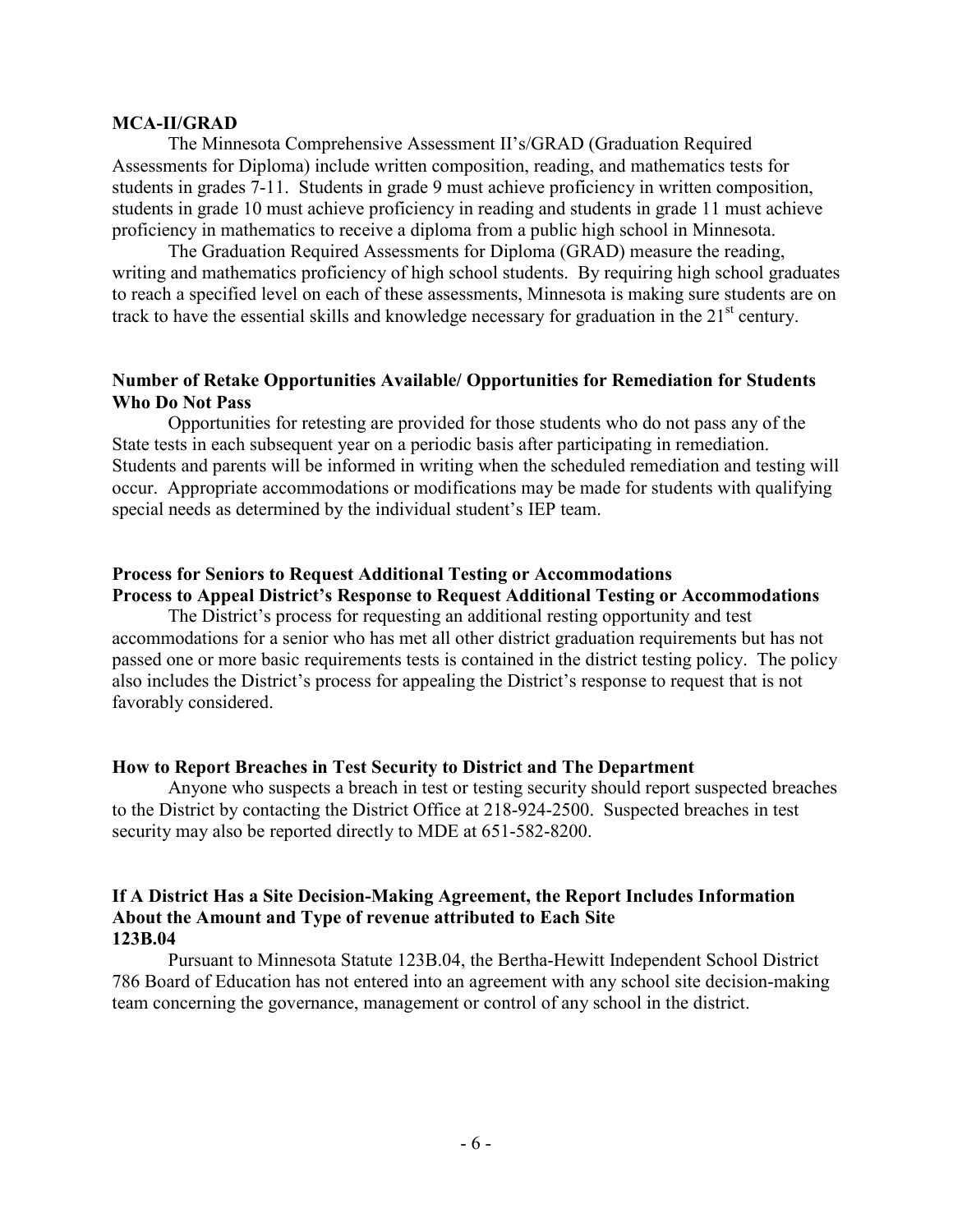**MCA-II/GRAD**

The Minnesota Comprehensive Assessment II's/GRAD (Graduation Required Assessments for Diploma) include written composition, reading, and mathematics tests for students in grades 7-11. Students in grade 9 must achieve proficiency in written composition, students in grade 10 must achieve proficiency in reading and students in grade 11 must achieve proficiency in mathematics to receive a diploma from a public high school in Minnesota.

The Graduation Required Assessments for Diploma (GRAD) measure the reading, writing and mathematics proficiency of high school students. By requiring high school graduates to reach a specified level on each of these assessments, Minnesota is making sure students are on track to have the essential skills and knowledge necessary for graduation in the 21st century.

**Number of Retake Opportunities Available/ Opportunities for Remediation for Students Who Do Not Pass**

Opportunities for retesting are provided for those students who do not pass any of the State tests in each subsequent year on a periodic basis after participating in remediation. Students and parents will be informed in writing when the scheduled remediation and testing will occur. Appropriate accommodations or modifications may be made for students with qualifying special needs as determined by the individual student's IEP team.

**Process for Seniors to Request Additional Testing or Accommodations**
**Process to Appeal District's Response to Request Additional Testing or Accommodations**

The District's process for requesting an additional resting opportunity and test accommodations for a senior who has met all other district graduation requirements but has not passed one or more basic requirements tests is contained in the district testing policy. The policy also includes the District's process for appealing the District's response to request that is not favorably considered.

**How to Report Breaches in Test Security to District and The Department**

Anyone who suspects a breach in test or testing security should report suspected breaches to the District by contacting the District Office at 218-924-2500. Suspected breaches in test security may also be reported directly to MDE at 651-582-8200.

**If A District Has a Site Decision-Making Agreement, the Report Includes Information About the Amount and Type of revenue attributed to Each Site**
**123B.04**

Pursuant to Minnesota Statute 123B.04, the Bertha-Hewitt Independent School District 786 Board of Education has not entered into an agreement with any school site decision-making team concerning the governance, management or control of any school in the district.